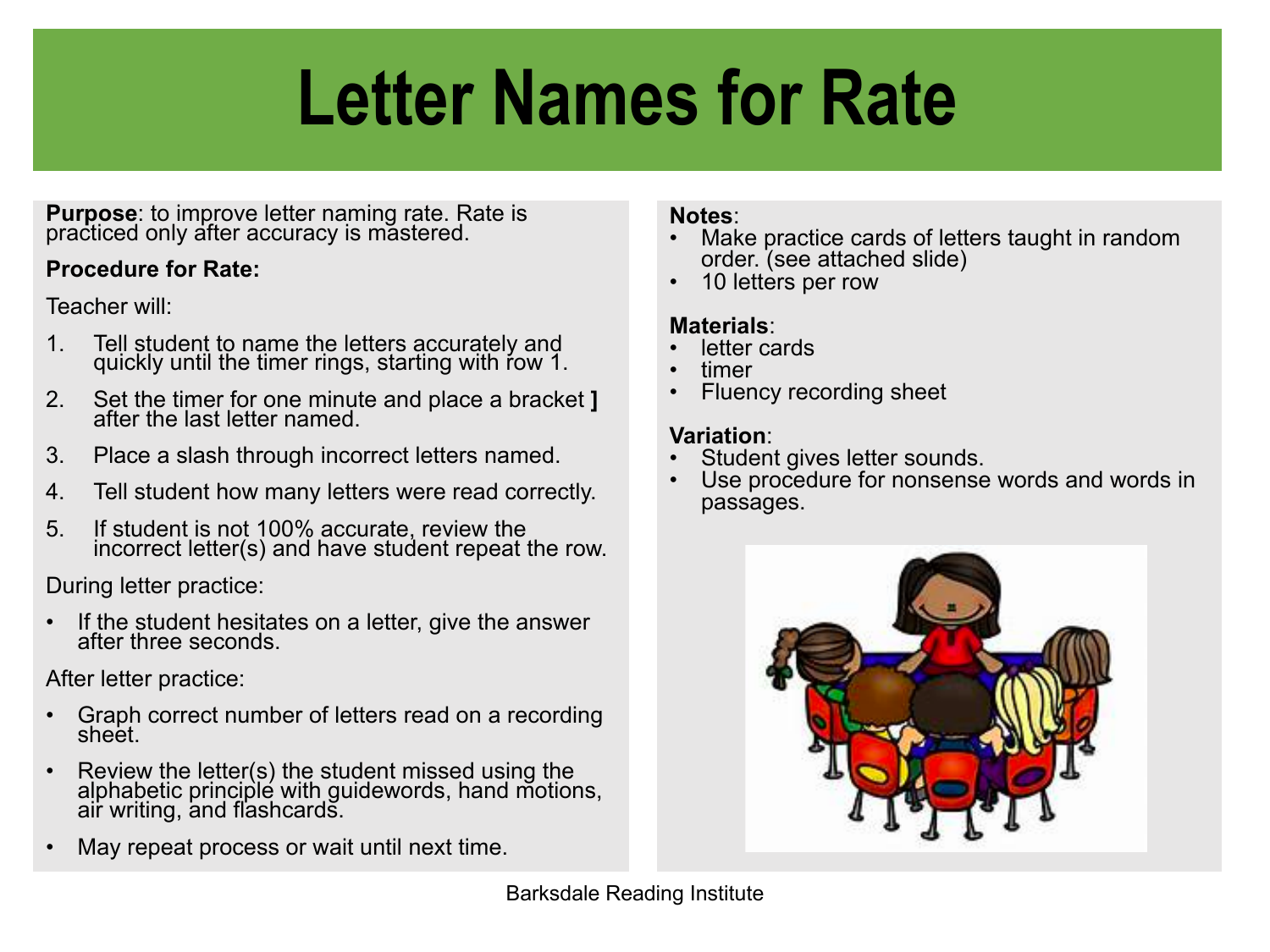# Letter Names for Rate

**Purpose**: to improve letter naming rate. Rate is practiced only after accuracy is mastered.

**Procedure for Rate:**

Teacher will:

1. Tell student to name the letters accurately and quickly until the timer rings, starting with row 1.
2. Set the timer for one minute and place a bracket **]** after the last letter named.
3. Place a slash through incorrect letters named.
4. Tell student how many letters were read correctly.
5. If student is not 100% accurate, review the incorrect letter(s) and have student repeat the row.

During letter practice:

- If the student hesitates on a letter, give the answer after three seconds.

After letter practice:

- Graph correct number of letters read on a recording sheet.
- Review the letter(s) the student missed using the alphabetic principle with guidewords, hand motions, air writing, and flashcards.
- May repeat process or wait until next time.

**Notes**:
- Make practice cards of letters taught in random order. (see attached slide)
- 10 letters per row

**Materials**:
- letter cards
- timer
- Fluency recording sheet

**Variation**:
- Student gives letter sounds.
- Use procedure for nonsense words and words in passages.

Barksdale Reading Institute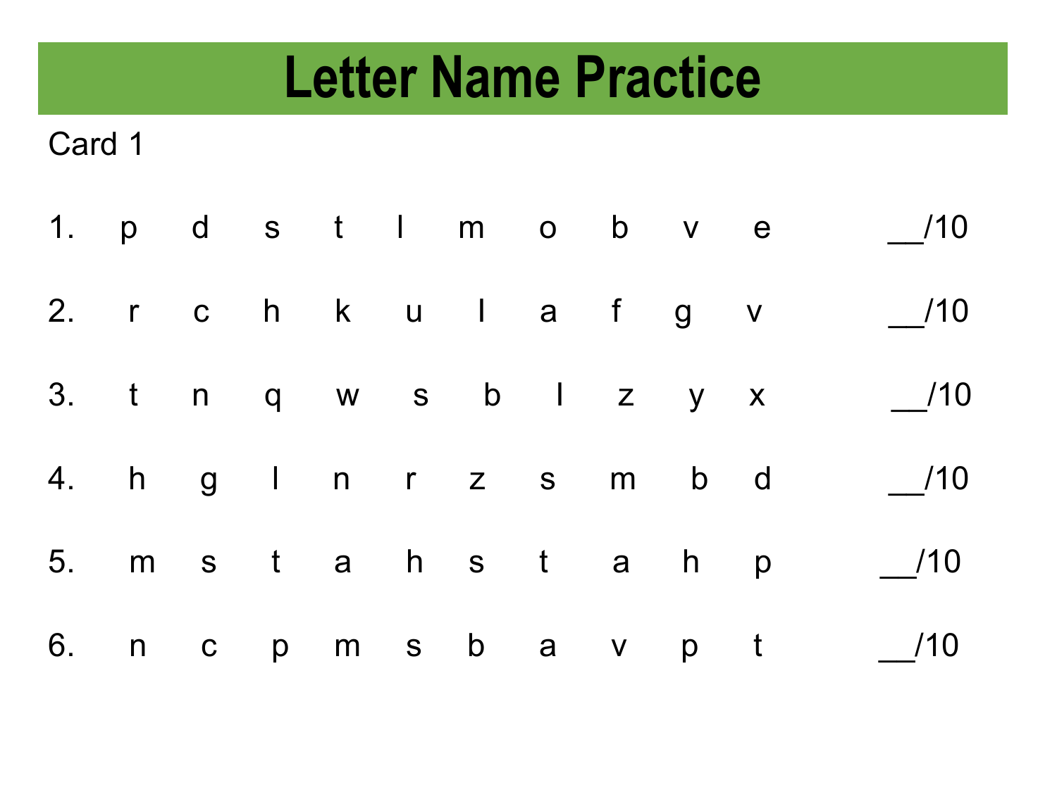# Letter Name Practice

Card 1

| | | | | | | | | | | | |
|---|---|---|---|---|---|---|---|---|---|---|---|
| 1. | p | d | s | t | l | m | o | b | v | e | __/10 |
| 2. | r | c | h | k | u | l | a | f | g | v | __/10 |
| 3. | t | n | q | w | s | b | l | z | y | x | __/10 |
| 4. | h | g | l | n | r | z | s | m | b | d | __/10 |
| 5. | m | s | t | a | h | s | t | a | h | p | __/10 |
| 6. | n | c | p | m | s | b | a | v | p | t | __/10 |